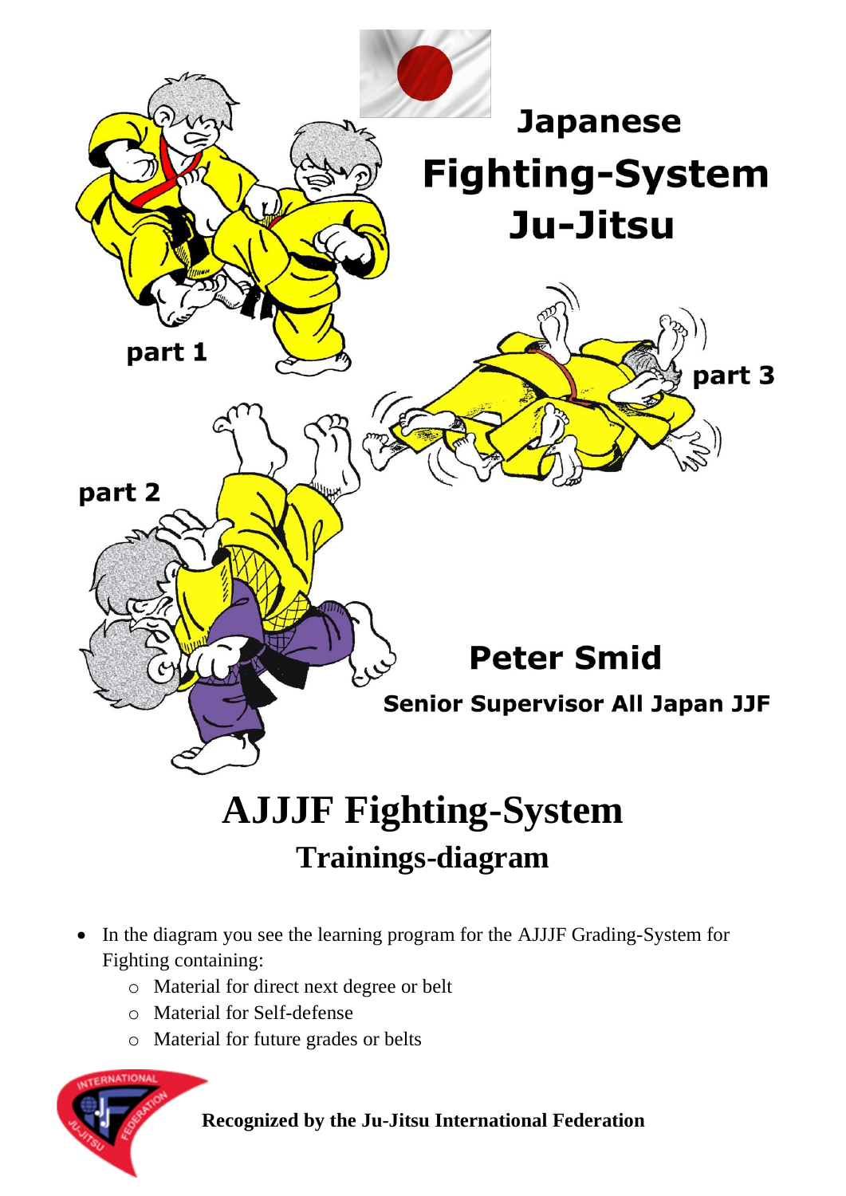# Japanese Fighting-System Ju-Jitsu

part 1

part 2

part 3

**Peter Smid**

**Senior Supervisor All Japan JJF**

# AJJJF Fighting-System

## Trainings-diagram

- In the diagram you see the learning program for the AJJJF Grading-System for Fighting containing:
  - Material for direct next degree or belt
  - Material for Self-defense
  - Material for future grades or belts

**Recognized by the Ju-Jitsu International Federation**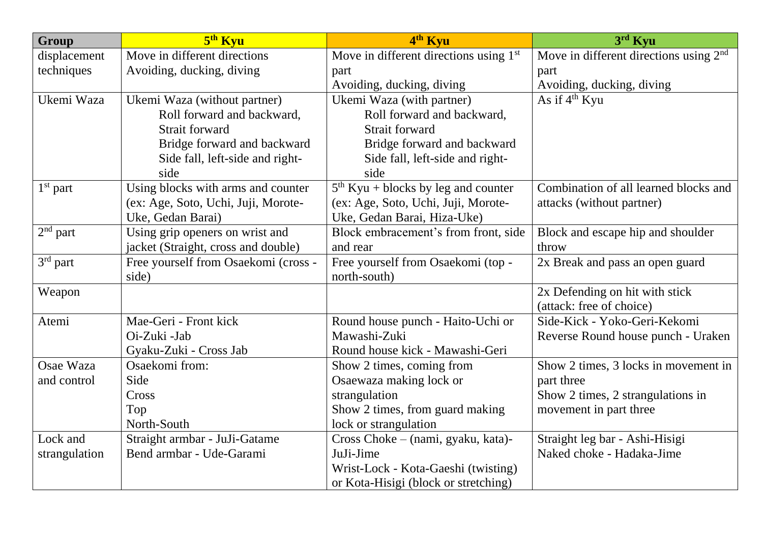| Group | 5th Kyu | 4th Kyu | 3rd Kyu |
| --- | --- | --- | --- |
| displacement techniques | Move in different directions<br>Avoiding, ducking, diving | Move in different directions using 1st part<br>Avoiding, ducking, diving | Move in different directions using 2nd part<br>Avoiding, ducking, diving |
| Ukemi Waza | Ukemi Waza (without partner)<br>Roll forward and backward,<br>Strait forward<br>Bridge forward and backward<br>Side fall, left-side and right-side | Ukemi Waza (with partner)<br>Roll forward and backward,<br>Strait forward<br>Bridge forward and backward<br>Side fall, left-side and right-side | As if 4th Kyu |
| 1st part | Using blocks with arms and counter (ex: Age, Soto, Uchi, Juji, Morote-Uke, Gedan Barai) | 5th Kyu + blocks by leg and counter (ex: Age, Soto, Uchi, Juji, Morote-Uke, Gedan Barai, Hiza-Uke) | Combination of all learned blocks and attacks (without partner) |
| 2nd part | Using grip openers on wrist and jacket (Straight, cross and double) | Block embracement's from front, side and rear | Block and escape hip and shoulder throw |
| 3rd part | Free yourself from Osaekomi (cross - side) | Free yourself from Osaekomi (top - north-south) | 2x Break and pass an open guard |
| Weapon | | | 2x Defending on hit with stick (attack: free of choice) |
| Atemi | Mae-Geri - Front kick<br>Oi-Zuki -Jab<br>Gyaku-Zuki - Cross Jab | Round house punch - Haito-Uchi or Mawashi-Zuki<br>Round house kick - Mawashi-Geri | Side-Kick - Yoko-Geri-Kekomi<br>Reverse Round house punch - Uraken |
| Osae Waza and control | Osaekomi from:<br>Side<br>Cross<br>Top<br>North-South | Show 2 times, coming from Osaewaza making lock or strangulation<br>Show 2 times, from guard making lock or strangulation | Show 2 times, 3 locks in movement in part three<br>Show 2 times, 2 strangulations in movement in part three |
| Lock and strangulation | Straight armbar - JuJi-Gatame<br>Bend armbar - Ude-Garami | Cross Choke – (nami, gyaku, kata)-JuJi-Jime<br>Wrist-Lock - Kota-Gaeshi (twisting) or Kota-Hisigi (block or stretching) | Straight leg bar - Ashi-Hisigi<br>Naked choke - Hadaka-Jime |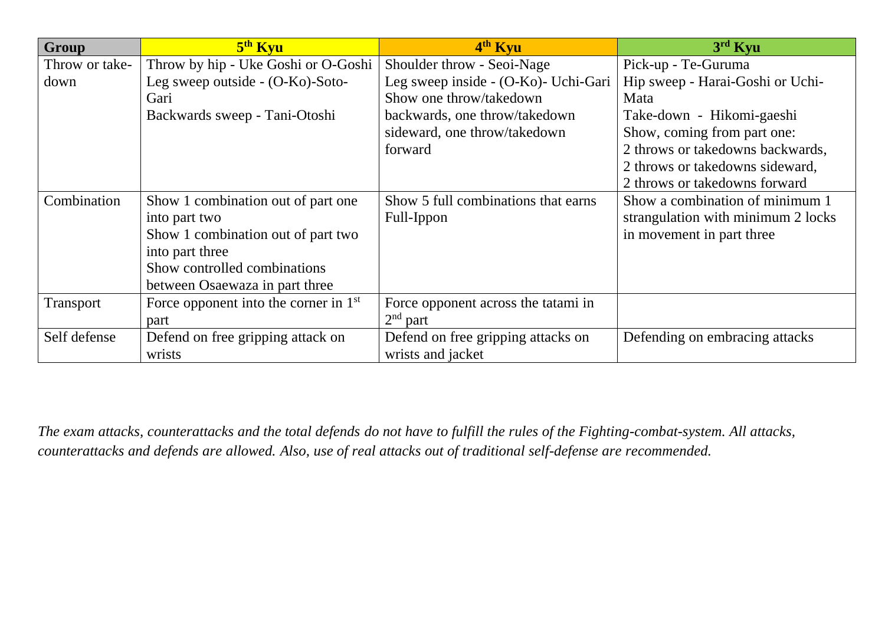| Group | 5th Kyu | 4th Kyu | 3rd Kyu |
|---|---|---|---|
| Throw or take-down | Throw by hip - Uke Goshi or O-Goshi<br>Leg sweep outside - (O-Ko)-Soto-Gari<br>Backwards sweep - Tani-Otoshi | Shoulder throw - Seoi-Nage<br>Leg sweep inside - (O-Ko)- Uchi-Gari<br>Show one throw/takedown backwards, one throw/takedown sideward, one throw/takedown forward | Pick-up - Te-Guruma<br>Hip sweep - Harai-Goshi or Uchi-Mata<br>Take-down - Hikomi-gaeshi<br>Show, coming from part one:<br>2 throws or takedowns backwards,<br>2 throws or takedowns sideward,<br>2 throws or takedowns forward |
| Combination | Show 1 combination out of part one into part two<br>Show 1 combination out of part two into part three<br>Show controlled combinations between Osaewaza in part three | Show 5 full combinations that earns Full-Ippon | Show a combination of minimum 1 strangulation with minimum 2 locks in movement in part three |
| Transport | Force opponent into the corner in 1st part | Force opponent across the tatami in 2nd part | |
| Self defense | Defend on free gripping attack on wrists | Defend on free gripping attacks on wrists and jacket | Defending on embracing attacks |

*The exam attacks, counterattacks and the total defends do not have to fulfill the rules of the Fighting-combat-system. All attacks, counterattacks and defends are allowed. Also, use of real attacks out of traditional self-defense are recommended.*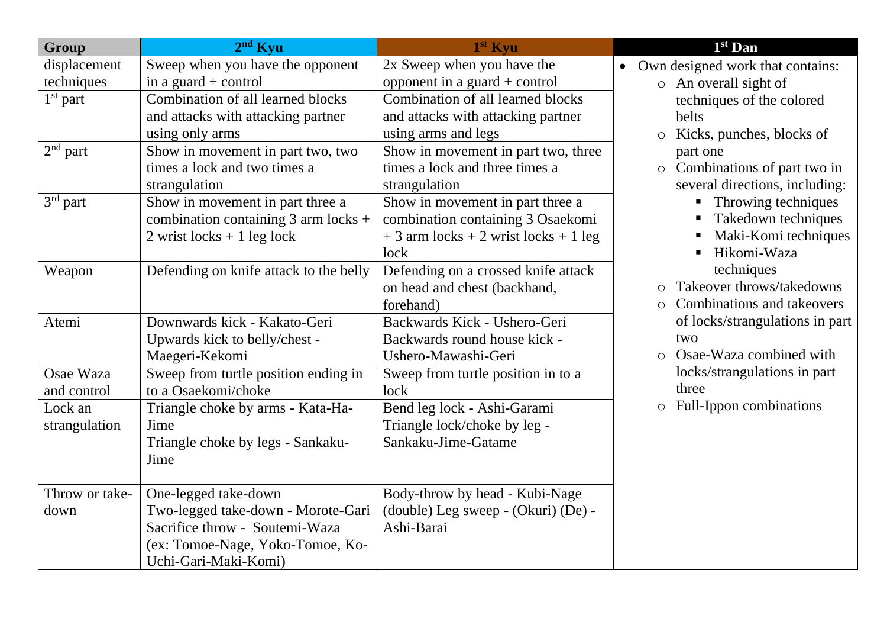| Group | 2nd Kyu | 1st Kyu | 1st Dan |
|---|---|---|---|
| displacement techniques | Sweep when you have the opponent in a guard + control | 2x Sweep when you have the opponent in a guard + control | • Own designed work that contains:<br>○ An overall sight of techniques of the colored belts<br>○ Kicks, punches, blocks of part one<br>○ Combinations of part two in several directions, including:<br>▪ Throwing techniques<br>▪ Takedown techniques<br>▪ Maki-Komi techniques<br>▪ Hikomi-Waza techniques<br>○ Takeover throws/takedowns<br>○ Combinations and takeovers of locks/strangulations in part two<br>○ Osae-Waza combined with locks/strangulations in part three<br>○ Full-Ippon combinations |
| 1st part | Combination of all learned blocks and attacks with attacking partner using only arms | Combination of all learned blocks and attacks with attacking partner using arms and legs | |
| 2nd part | Show in movement in part two, two times a lock and two times a strangulation | Show in movement in part two, three times a lock and three times a strangulation | |
| 3rd part | Show in movement in part three a combination containing 3 arm locks + 2 wrist locks + 1 leg lock | Show in movement in part three a combination containing 3 Osaekomi + 3 arm locks + 2 wrist locks + 1 leg lock | |
| Weapon | Defending on knife attack to the belly | Defending on a crossed knife attack on head and chest (backhand, forehand) | |
| Atemi | Downwards kick - Kakato-Geri<br>Upwards kick to belly/chest - Maegeri-Kekomi | Backwards Kick - Ushero-Geri<br>Backwards round house kick - Ushero-Mawashi-Geri | |
| Osae Waza and control | Sweep from turtle position ending in to a Osaekomi/choke | Sweep from turtle position in to a lock | |
| Lock an strangulation | Triangle choke by arms - Kata-Ha-Jime<br>Triangle choke by legs - Sankaku-Jime | Bend leg lock - Ashi-Garami<br>Triangle lock/choke by leg - Sankaku-Jime-Gatame | |
| Throw or take-down | One-legged take-down<br>Two-legged take-down - Morote-Gari<br>Sacrifice throw - Soutemi-Waza (ex: Tomoe-Nage, Yoko-Tomoe, Ko-Uchi-Gari-Maki-Komi) | Body-throw by head - Kubi-Nage<br>(double) Leg sweep - (Okuri) (De) - Ashi-Barai | |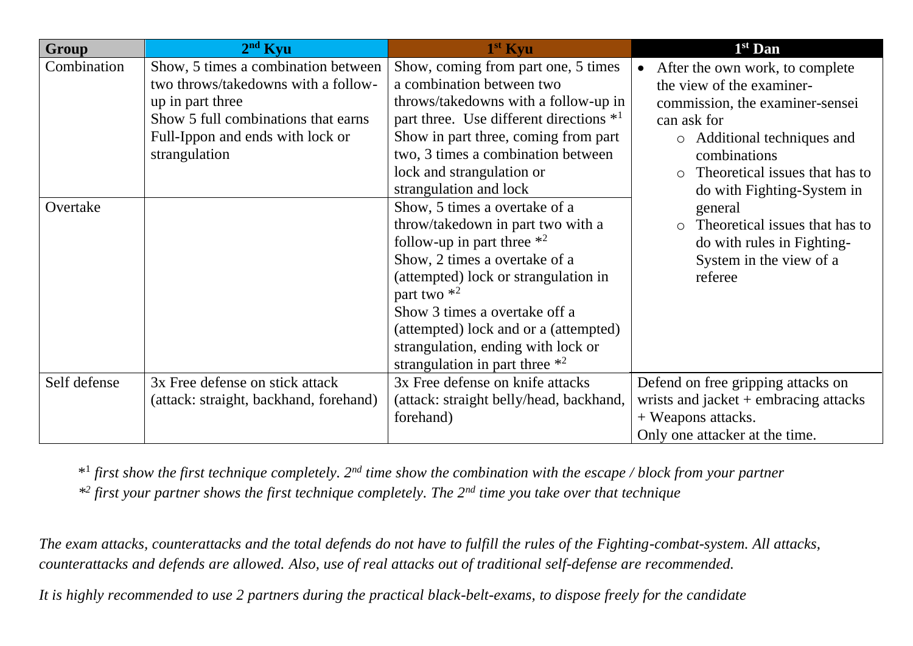| Group | 2nd Kyu | 1st Kyu | 1st Dan |
| --- | --- | --- | --- |
| Combination | Show, 5 times a combination between two throws/takedowns with a follow-up in part three<br>Show 5 full combinations that earns Full-Ippon and ends with lock or strangulation | Show, coming from part one, 5 times a combination between two throws/takedowns with a follow-up in part three. Use different directions *[1]<br>Show in part three, coming from part two, 3 times a combination between lock and strangulation or strangulation and lock | • After the own work, to complete the view of the examiner-commission, the examiner-sensei can ask for<br>  ○ Additional techniques and combinations<br>  ○ Theoretical issues that has to do with Fighting-System in general<br>  ○ Theoretical issues that has to do with rules in Fighting-System in the view of a referee |
| Overtake | | Show, 5 times a overtake of a throw/takedown in part two with a follow-up in part three *[2]<br>Show, 2 times a overtake of a (attempted) lock or strangulation in part two *[2]<br>Show 3 times a overtake off a (attempted) lock and or a (attempted) strangulation, ending with lock or strangulation in part three *[2] | |
| Self defense | 3x Free defense on stick attack (attack: straight, backhand, forehand) | 3x Free defense on knife attacks (attack: straight belly/head, backhand, forehand) | Defend on free gripping attacks on wrists and jacket + embracing attacks + Weapons attacks.<br>Only one attacker at the time. |

*[1] *first show the first technique completely. 2nd time show the combination with the escape / block from your partner*

*[2] *first your partner shows the first technique completely. The 2nd time you take over that technique*

*The exam attacks, counterattacks and the total defends do not have to fulfill the rules of the Fighting-combat-system. All attacks, counterattacks and defends are allowed. Also, use of real attacks out of traditional self-defense are recommended.*

*It is highly recommended to use 2 partners during the practical black-belt-exams, to dispose freely for the candidate*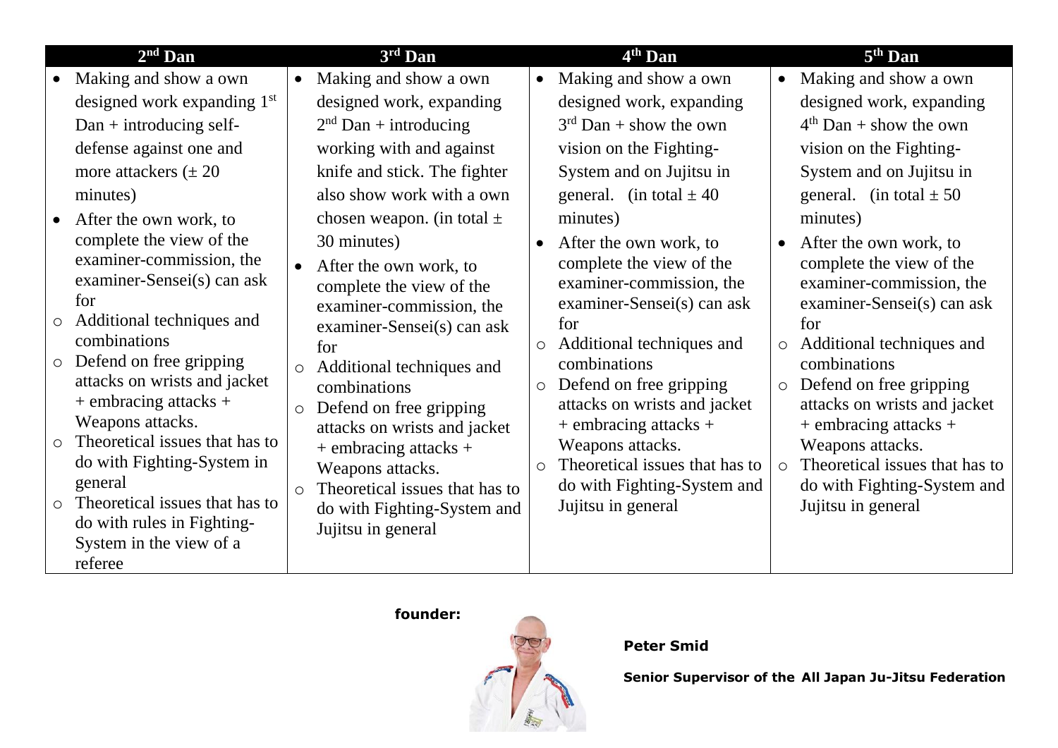| 2nd Dan | 3rd Dan | 4th Dan | 5th Dan |
|---|---|---|---|
| • Making and show a own designed work expanding 1st Dan + introducing self-defense against one and more attackers (± 20 minutes)<br>• After the own work, to complete the view of the examiner-commission, the examiner-Sensei(s) can ask for<br>○ Additional techniques and combinations<br>○ Defend on free gripping attacks on wrists and jacket + embracing attacks + Weapons attacks.<br>○ Theoretical issues that has to do with Fighting-System in general<br>○ Theoretical issues that has to do with rules in Fighting-System in the view of a referee | • Making and show a own designed work, expanding 2nd Dan + introducing working with and against knife and stick. The fighter also show work with a own chosen weapon. (in total ± 30 minutes)<br>• After the own work, to complete the view of the examiner-commission, the examiner-Sensei(s) can ask for<br>○ Additional techniques and combinations<br>○ Defend on free gripping attacks on wrists and jacket + embracing attacks + Weapons attacks.<br>○ Theoretical issues that has to do with Fighting-System and Jujitsu in general | • Making and show a own designed work, expanding 3rd Dan + show the own vision on the Fighting-System and on Jujitsu in general. (in total ± 40 minutes)<br>• After the own work, to complete the view of the examiner-commission, the examiner-Sensei(s) can ask for<br>○ Additional techniques and combinations<br>○ Defend on free gripping attacks on wrists and jacket + embracing attacks + Weapons attacks.<br>○ Theoretical issues that has to do with Fighting-System and Jujitsu in general | • Making and show a own designed work, expanding 4th Dan + show the own vision on the Fighting-System and on Jujitsu in general. (in total ± 50 minutes)<br>• After the own work, to complete the view of the examiner-commission, the examiner-Sensei(s) can ask for<br>○ Additional techniques and combinations<br>○ Defend on free gripping attacks on wrists and jacket + embracing attacks + Weapons attacks.<br>○ Theoretical issues that has to do with Fighting-System and Jujitsu in general |

**founder:**

**Peter Smid**

**Senior Supervisor of the All Japan Ju-Jitsu Federation**